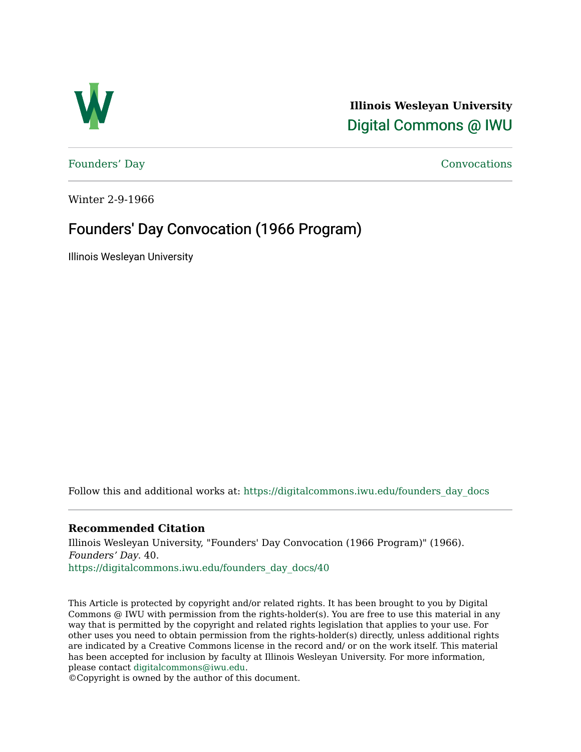Illinois Wesleyan University

Digital Commons @ IWU

Founders' Day | Convocations

Winter 2-9-1966

# Founders' Day Convocation (1966 Program)

Illinois Wesleyan University

Follow this and additional works at: https://digitalcommons.iwu.edu/founders_day_docs

### Recommended Citation

Illinois Wesleyan University, "Founders' Day Convocation (1966 Program)" (1966). *Founders' Day*. 40.
https://digitalcommons.iwu.edu/founders_day_docs/40

This Article is protected by copyright and/or related rights. It has been brought to you by Digital Commons @ IWU with permission from the rights-holder(s). You are free to use this material in any way that is permitted by the copyright and related rights legislation that applies to your use. For other uses you need to obtain permission from the rights-holder(s) directly, unless additional rights are indicated by a Creative Commons license in the record and/ or on the work itself. This material has been accepted for inclusion by faculty at Illinois Wesleyan University. For more information, please contact digitalcommons@iwu.edu.
©Copyright is owned by the author of this document.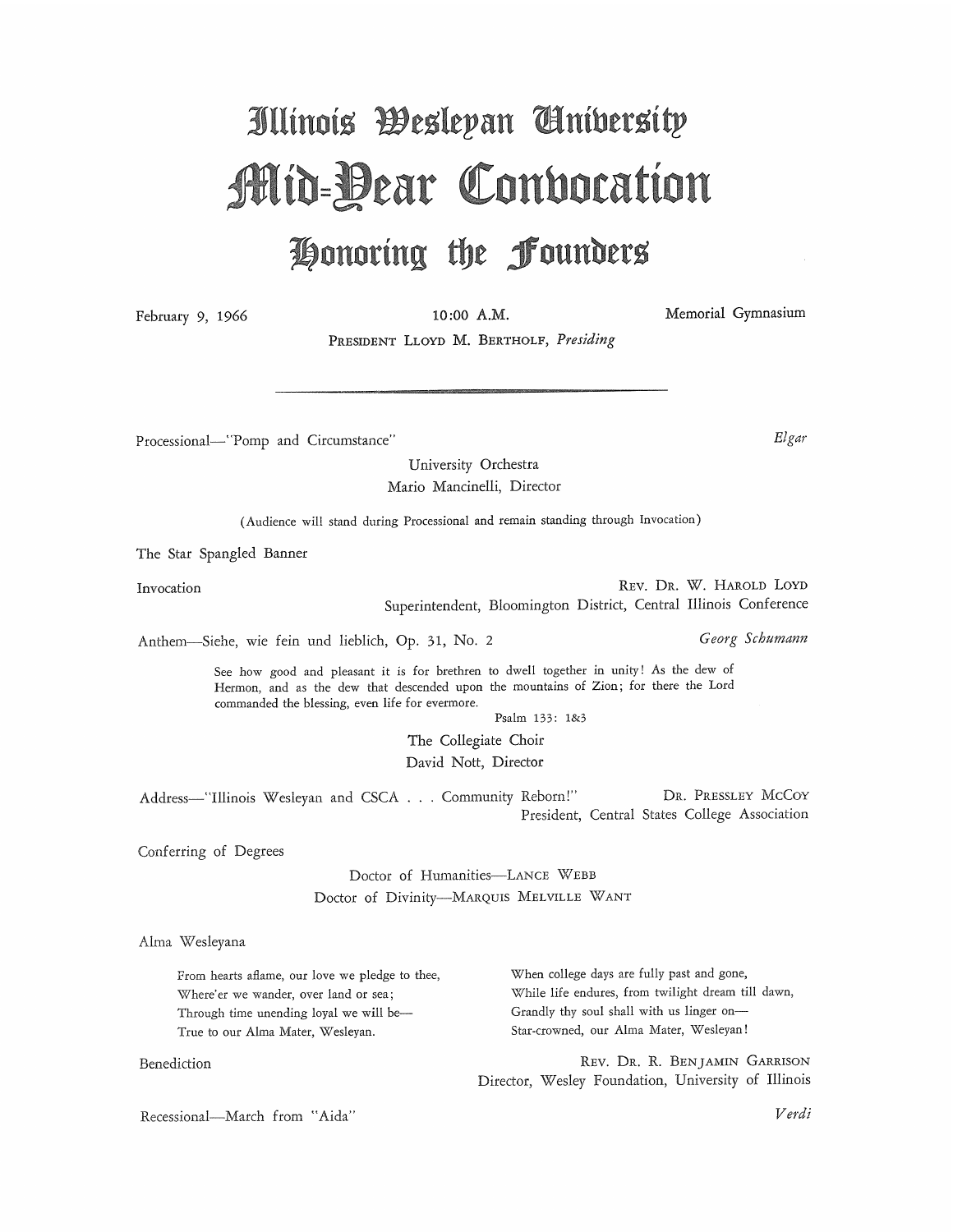# Illinois Wesleyan University

# Mid-Year Convocation

## Honoring the Founders

February 9, 1966 | 10:00 A.M. | Memorial Gymnasium

PRESIDENT LLOYD M. BERTHOLF, *Presiding*

---

Processional—"Pomp and Circumstance" *Elgar*

University Orchestra
Mario Mancinelli, Director

(Audience will stand during Processional and remain standing through Invocation)

The Star Spangled Banner

Invocation — REV. DR. W. HAROLD LOYD
Superintendent, Bloomington District, Central Illinois Conference

Anthem—Siehe, wie fein und lieblich, Op. 31, No. 2 *Georg Schumann*

See how good and pleasant it is for brethren to dwell together in unity! As the dew of Hermon, and as the dew that descended upon the mountains of Zion; for there the Lord commanded the blessing, even life for evermore.

Psalm 133: 1&3

The Collegiate Choir
David Nott, Director

Address—"Illinois Wesleyan and CSCA . . . Community Reborn!" — DR. PRESSLEY MCCOY
President, Central States College Association

Conferring of Degrees

Doctor of Humanities—LANCE WEBB
Doctor of Divinity—MARQUIS MELVILLE WANT

Alma Wesleyana

From hearts aflame, our love we pledge to thee,
Where'er we wander, over land or sea;
Through time unending loyal we will be—
True to our Alma Mater, Wesleyan.

When college days are fully past and gone,
While life endures, from twilight dream till dawn,
Grandly thy soul shall with us linger on—
Star-crowned, our Alma Mater, Wesleyan!

Benediction — REV. DR. R. BENJAMIN GARRISON
Director, Wesley Foundation, University of Illinois

Recessional—March from "Aida" *Verdi*